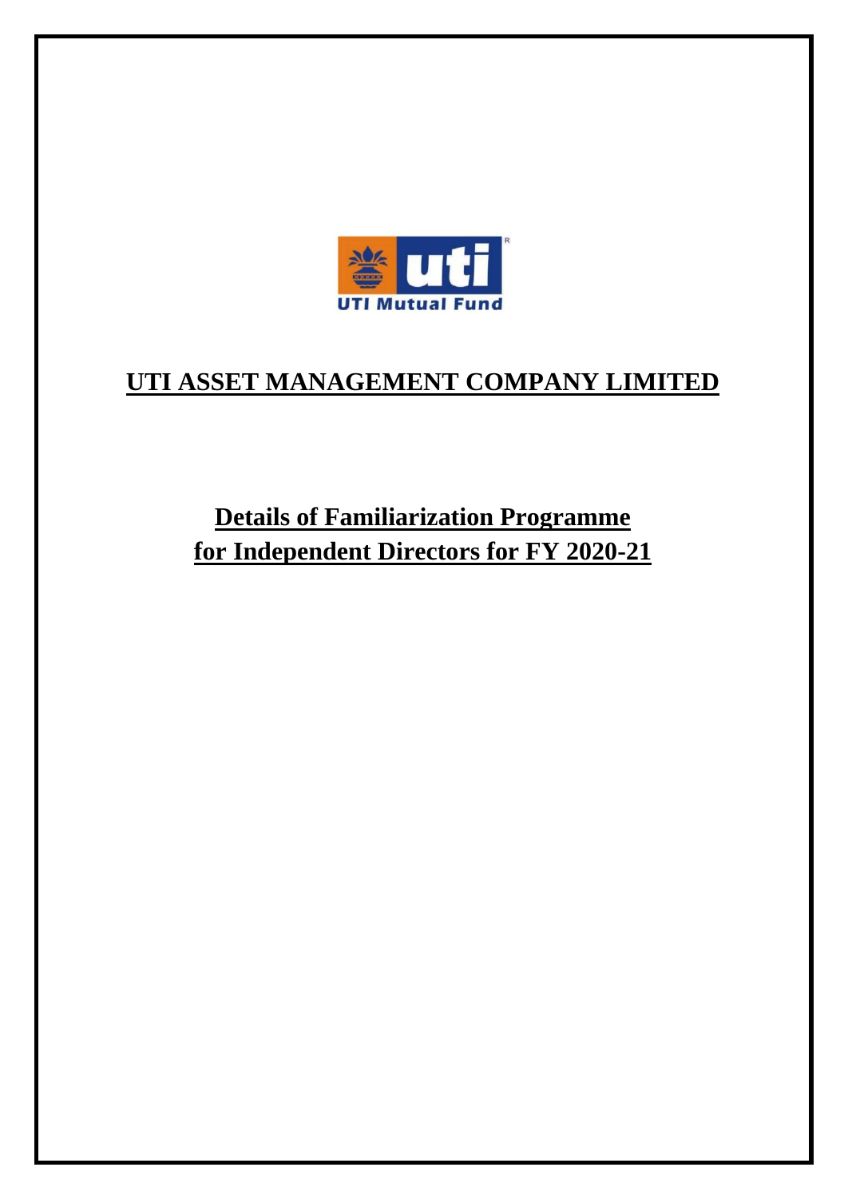# UTI ASSET MANAGEMENT COMPANY LIMITED

## Details of Familiarization Programme for Independent Directors for FY 2020-21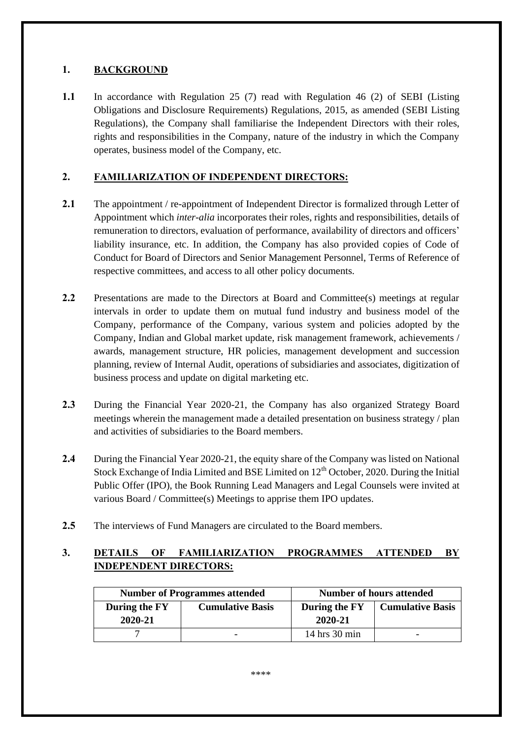## 1. BACKGROUND

**1.1** In accordance with Regulation 25 (7) read with Regulation 46 (2) of SEBI (Listing Obligations and Disclosure Requirements) Regulations, 2015, as amended (SEBI Listing Regulations), the Company shall familiarise the Independent Directors with their roles, rights and responsibilities in the Company, nature of the industry in which the Company operates, business model of the Company, etc.

## 2. FAMILIARIZATION OF INDEPENDENT DIRECTORS:

**2.1** The appointment / re-appointment of Independent Director is formalized through Letter of Appointment which *inter-alia* incorporates their roles, rights and responsibilities, details of remuneration to directors, evaluation of performance, availability of directors and officers' liability insurance, etc. In addition, the Company has also provided copies of Code of Conduct for Board of Directors and Senior Management Personnel, Terms of Reference of respective committees, and access to all other policy documents.

**2.2** Presentations are made to the Directors at Board and Committee(s) meetings at regular intervals in order to update them on mutual fund industry and business model of the Company, performance of the Company, various system and policies adopted by the Company, Indian and Global market update, risk management framework, achievements / awards, management structure, HR policies, management development and succession planning, review of Internal Audit, operations of subsidiaries and associates, digitization of business process and update on digital marketing etc.

**2.3** During the Financial Year 2020-21, the Company has also organized Strategy Board meetings wherein the management made a detailed presentation on business strategy / plan and activities of subsidiaries to the Board members.

**2.4** During the Financial Year 2020-21, the equity share of the Company was listed on National Stock Exchange of India Limited and BSE Limited on 12th October, 2020. During the Initial Public Offer (IPO), the Book Running Lead Managers and Legal Counsels were invited at various Board / Committee(s) Meetings to apprise them IPO updates.

**2.5** The interviews of Fund Managers are circulated to the Board members.

## 3. DETAILS OF FAMILIARIZATION PROGRAMMES ATTENDED BY INDEPENDENT DIRECTORS:

| Number of Programmes attended | | Number of hours attended | |
|---|---|---|---|
| **During the FY 2020-21** | **Cumulative Basis** | **During the FY 2020-21** | **Cumulative Basis** |
| 7 | - | 14 hrs 30 min | - |

****